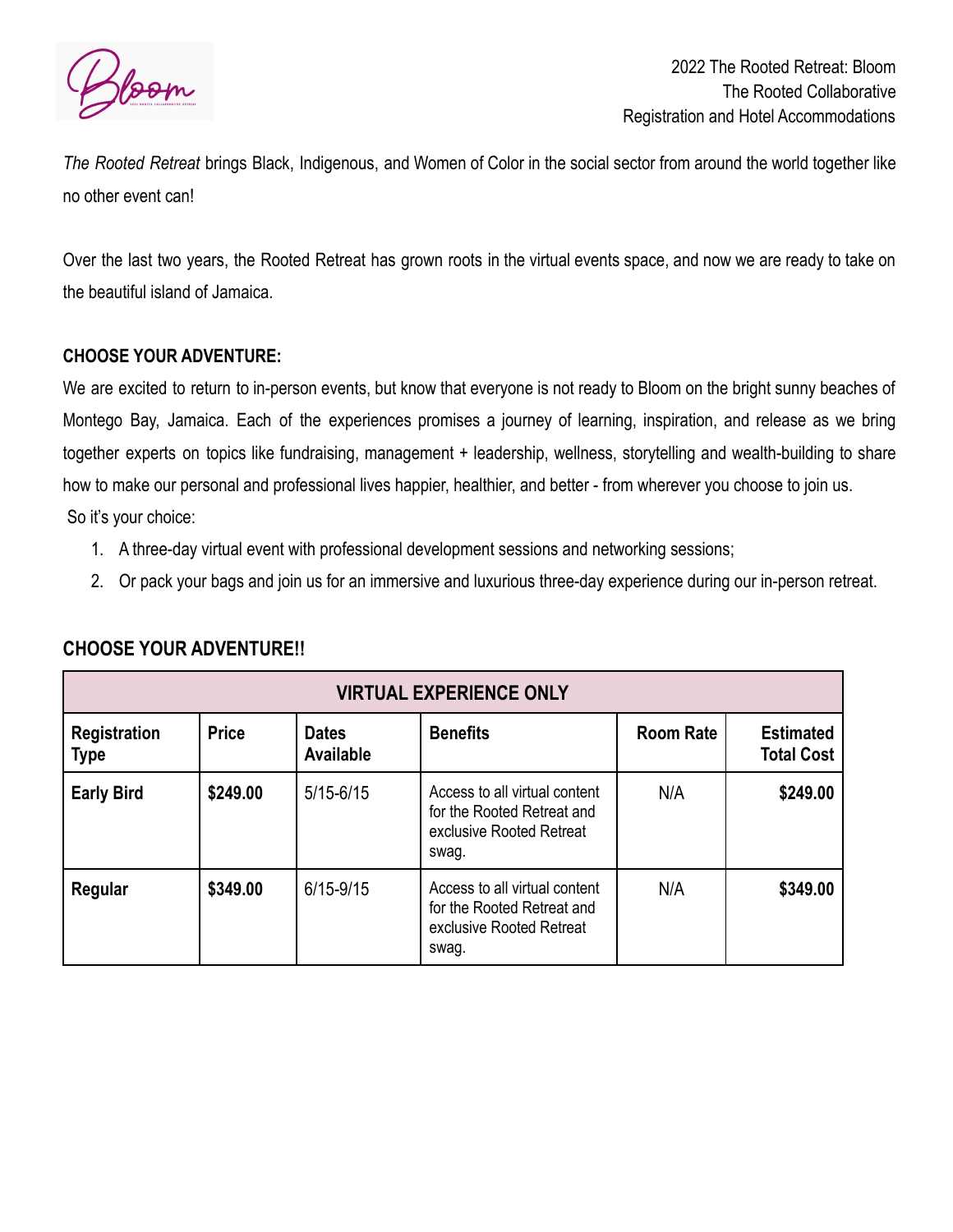2022 The Rooted Retreat: Bloom
The Rooted Collaborative
Registration and Hotel Accommodations

*The Rooted Retreat* brings Black, Indigenous, and Women of Color in the social sector from around the world together like no other event can!

Over the last two years, the Rooted Retreat has grown roots in the virtual events space, and now we are ready to take on the beautiful island of Jamaica.

**CHOOSE YOUR ADVENTURE:**

We are excited to return to in-person events, but know that everyone is not ready to Bloom on the bright sunny beaches of Montego Bay, Jamaica. Each of the experiences promises a journey of learning, inspiration, and release as we bring together experts on topics like fundraising, management + leadership, wellness, storytelling and wealth-building to share how to make our personal and professional lives happier, healthier, and better - from wherever you choose to join us.

So it's your choice:

1. A three-day virtual event with professional development sessions and networking sessions;
2. Or pack your bags and join us for an immersive and luxurious three-day experience during our in-person retreat.

## CHOOSE YOUR ADVENTURE!!

| VIRTUAL EXPERIENCE ONLY | | | | | |
|---|---|---|---|---|---|
| **Registration Type** | **Price** | **Dates Available** | **Benefits** | **Room Rate** | **Estimated Total Cost** |
| **Early Bird** | **$249.00** | 5/15-6/15 | Access to all virtual content for the Rooted Retreat and exclusive Rooted Retreat swag. | N/A | **$249.00** |
| **Regular** | **$349.00** | 6/15-9/15 | Access to all virtual content for the Rooted Retreat and exclusive Rooted Retreat swag. | N/A | **$349.00** |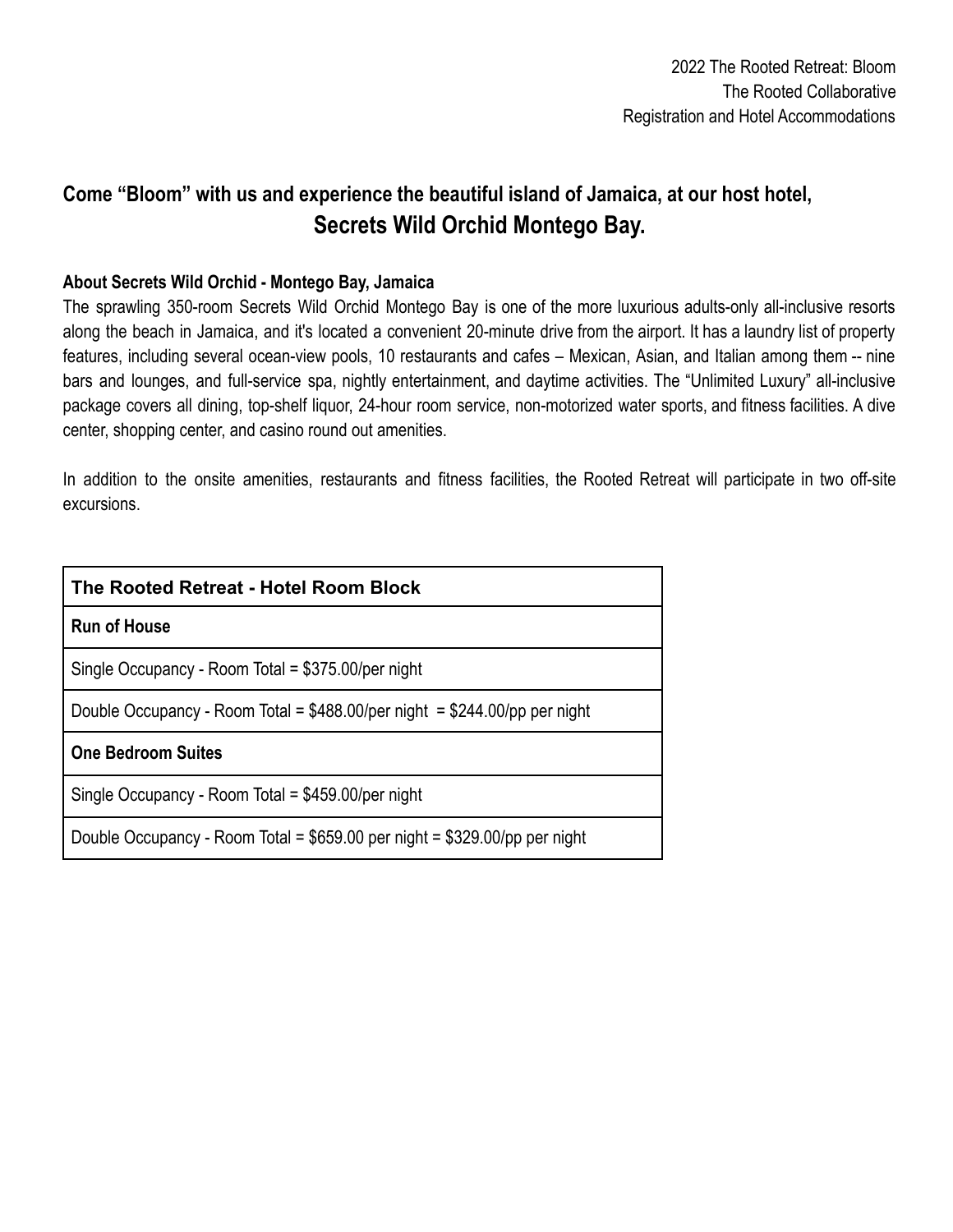2022 The Rooted Retreat: Bloom
The Rooted Collaborative
Registration and Hotel Accommodations

## Come "Bloom" with us and experience the beautiful island of Jamaica, at our host hotel, Secrets Wild Orchid Montego Bay.

**About Secrets Wild Orchid - Montego Bay, Jamaica**

The sprawling 350-room Secrets Wild Orchid Montego Bay is one of the more luxurious adults-only all-inclusive resorts along the beach in Jamaica, and it's located a convenient 20-minute drive from the airport. It has a laundry list of property features, including several ocean-view pools, 10 restaurants and cafes – Mexican, Asian, and Italian among them -- nine bars and lounges, and full-service spa, nightly entertainment, and daytime activities. The "Unlimited Luxury" all-inclusive package covers all dining, top-shelf liquor, 24-hour room service, non-motorized water sports, and fitness facilities. A dive center, shopping center, and casino round out amenities.

In addition to the onsite amenities, restaurants and fitness facilities, the Rooted Retreat will participate in two off-site excursions.

| The Rooted Retreat - Hotel Room Block |
| --- |
| **Run of House** |
| Single Occupancy - Room Total = $375.00/per night |
| Double Occupancy - Room Total = $488.00/per night = $244.00/pp per night |
| **One Bedroom Suites** |
| Single Occupancy - Room Total = $459.00/per night |
| Double Occupancy - Room Total = $659.00 per night = $329.00/pp per night |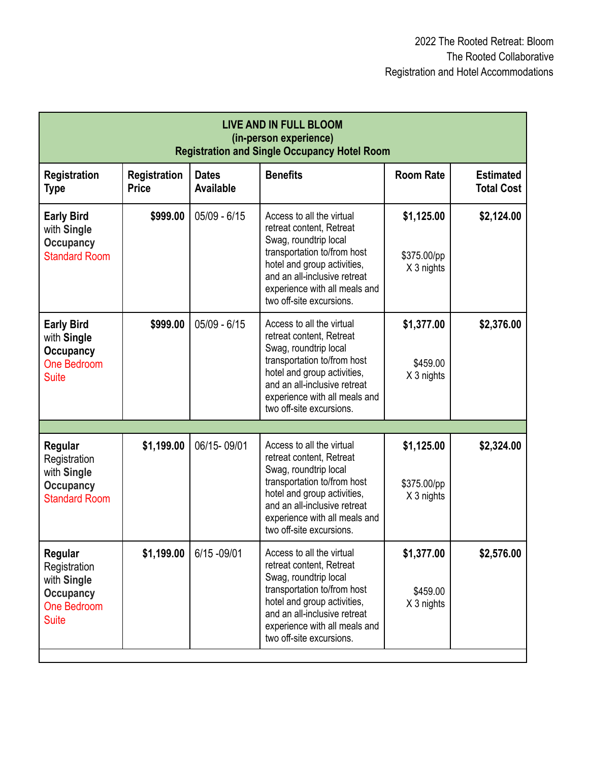2022 The Rooted Retreat: Bloom
The Rooted Collaborative
Registration and Hotel Accommodations

| **LIVE AND IN FULL BLOOM (in-person experience) Registration and Single Occupancy Hotel Room** | | | | | |
|---|---|---|---|---|---|
| **Registration Type** | **Registration Price** | **Dates Available** | **Benefits** | **Room Rate** | **Estimated Total Cost** |
| **Early Bird** with **Single Occupancy** Standard Room | **$999.00** | 05/09 - 6/15 | Access to all the virtual retreat content, Retreat Swag, roundtrip local transportation to/from host hotel and group activities, and an all-inclusive retreat experience with all meals and two off-site excursions. | **$1,125.00** $375.00/pp X 3 nights | **$2,124.00** |
| **Early Bird** with **Single Occupancy** One Bedroom Suite | **$999.00** | 05/09 - 6/15 | Access to all the virtual retreat content, Retreat Swag, roundtrip local transportation to/from host hotel and group activities, and an all-inclusive retreat experience with all meals and two off-site excursions. | **$1,377.00** $459.00 X 3 nights | **$2,376.00** |
| | | | | | |
| **Regular** Registration with **Single Occupancy** Standard Room | **$1,199.00** | 06/15- 09/01 | Access to all the virtual retreat content, Retreat Swag, roundtrip local transportation to/from host hotel and group activities, and an all-inclusive retreat experience with all meals and two off-site excursions. | **$1,125.00** $375.00/pp X 3 nights | **$2,324.00** |
| **Regular** Registration with **Single Occupancy** One Bedroom Suite | **$1,199.00** | 6/15 -09/01 | Access to all the virtual retreat content, Retreat Swag, roundtrip local transportation to/from host hotel and group activities, and an all-inclusive retreat experience with all meals and two off-site excursions. | **$1,377.00** $459.00 X 3 nights | **$2,576.00** |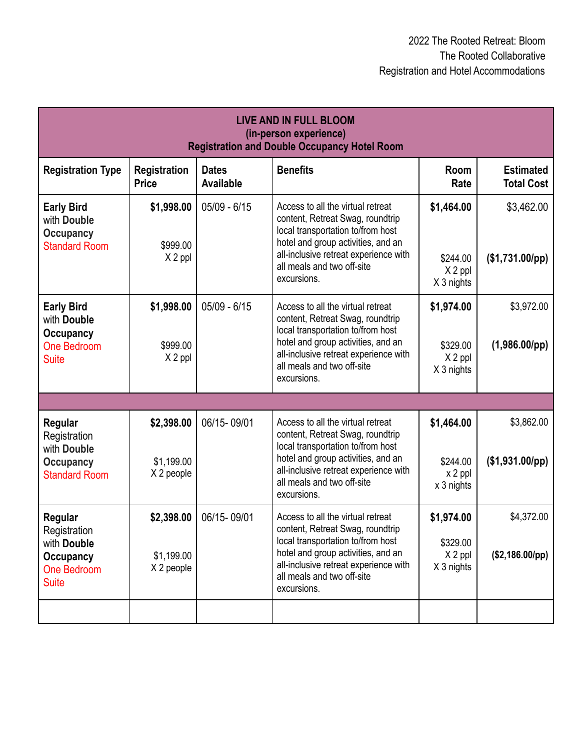2022 The Rooted Retreat: Bloom
The Rooted Collaborative
Registration and Hotel Accommodations

| **LIVE AND IN FULL BLOOM (in-person experience) Registration and Double Occupancy Hotel Room** | | | | | |
|---|---|---|---|---|---|
| **Registration Type** | **Registration Price** | **Dates Available** | **Benefits** | **Room Rate** | **Estimated Total Cost** |
| **Early Bird** with **Double Occupancy** Standard Room | **$1,998.00** $999.00 X 2 ppl | 05/09 - 6/15 | Access to all the virtual retreat content, Retreat Swag, roundtrip local transportation to/from host hotel and group activities, and an all-inclusive retreat experience with all meals and two off-site excursions. | **$1,464.00** $244.00 X 2 ppl X 3 nights | $3,462.00 **($1,731.00/pp)** |
| **Early Bird** with **Double Occupancy** One Bedroom Suite | **$1,998.00** $999.00 X 2 ppl | 05/09 - 6/15 | Access to all the virtual retreat content, Retreat Swag, roundtrip local transportation to/from host hotel and group activities, and an all-inclusive retreat experience with all meals and two off-site excursions. | **$1,974.00** $329.00 X 2 ppl X 3 nights | $3,972.00 **(1,986.00/pp)** |
| | | | | | |
| **Regular** Registration with **Double Occupancy** Standard Room | **$2,398.00** $1,199.00 X 2 people | 06/15- 09/01 | Access to all the virtual retreat content, Retreat Swag, roundtrip local transportation to/from host hotel and group activities, and an all-inclusive retreat experience with all meals and two off-site excursions. | **$1,464.00** $244.00 x 2 ppl x 3 nights | $3,862.00 **($1,931.00/pp)** |
| **Regular** Registration with **Double Occupancy** One Bedroom Suite | **$2,398.00** $1,199.00 X 2 people | 06/15- 09/01 | Access to all the virtual retreat content, Retreat Swag, roundtrip local transportation to/from host hotel and group activities, and an all-inclusive retreat experience with all meals and two off-site excursions. | **$1,974.00** $329.00 X 2 ppl X 3 nights | $4,372.00 **($2,186.00/pp)** |
| | | | | | |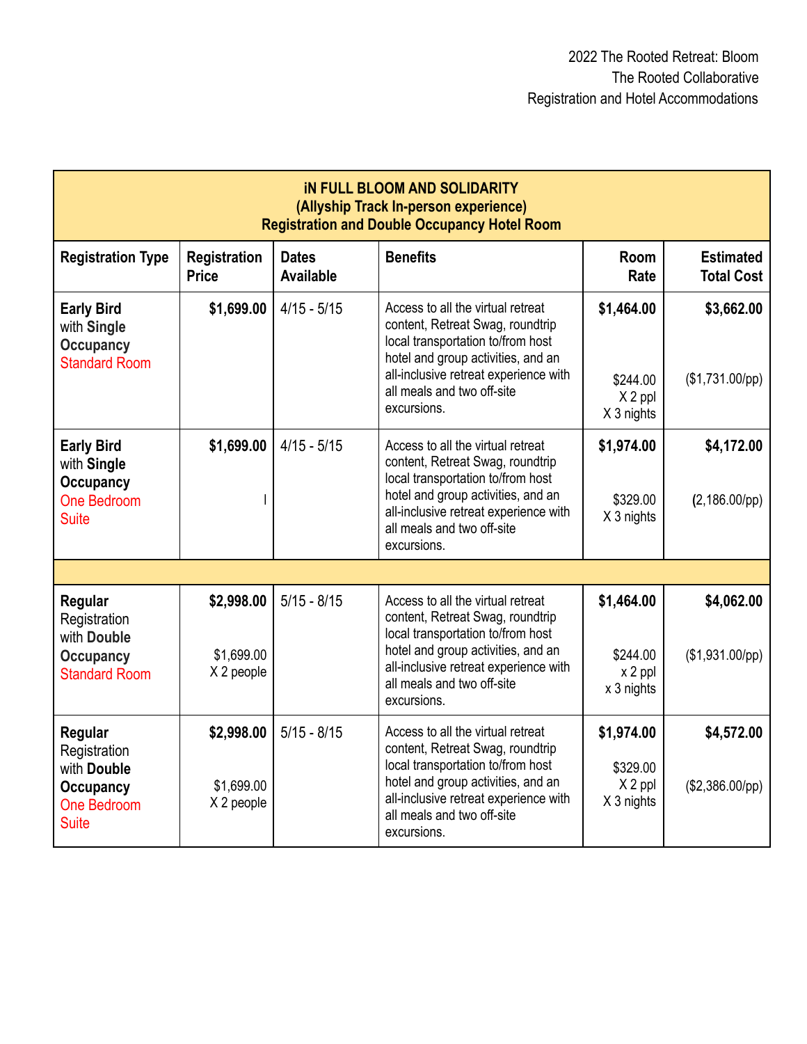2022 The Rooted Retreat: Bloom
The Rooted Collaborative
Registration and Hotel Accommodations

**iN FULL BLOOM AND SOLIDARITY**
**(Allyship Track In-person experience)**
**Registration and Double Occupancy Hotel Room**

| Registration Type | Registration Price | Dates Available | Benefits | Room Rate | Estimated Total Cost |
|---|---|---|---|---|---|
| **Early Bird** with **Single Occupancy** Standard Room | **$1,699.00** | 4/15 - 5/15 | Access to all the virtual retreat content, Retreat Swag, roundtrip local transportation to/from host hotel and group activities, and an all-inclusive retreat experience with all meals and two off-site excursions. | **$1,464.00** $244.00 X 2 ppl X 3 nights | **$3,662.00** ($1,731.00/pp) |
| **Early Bird** with **Single Occupancy** One Bedroom Suite | **$1,699.00** | 4/15 - 5/15 | Access to all the virtual retreat content, Retreat Swag, roundtrip local transportation to/from host hotel and group activities, and an all-inclusive retreat experience with all meals and two off-site excursions. | **$1,974.00** $329.00 X 3 nights | **$4,172.00** (2,186.00/pp) |
| | | | | | |
| **Regular** Registration with **Double Occupancy** Standard Room | **$2,998.00** $1,699.00 X 2 people | 5/15 - 8/15 | Access to all the virtual retreat content, Retreat Swag, roundtrip local transportation to/from host hotel and group activities, and an all-inclusive retreat experience with all meals and two off-site excursions. | **$1,464.00** $244.00 x 2 ppl x 3 nights | **$4,062.00** ($1,931.00/pp) |
| **Regular** Registration with **Double Occupancy** One Bedroom Suite | **$2,998.00** $1,699.00 X 2 people | 5/15 - 8/15 | Access to all the virtual retreat content, Retreat Swag, roundtrip local transportation to/from host hotel and group activities, and an all-inclusive retreat experience with all meals and two off-site excursions. | **$1,974.00** $329.00 X 2 ppl X 3 nights | **$4,572.00** ($2,386.00/pp) |